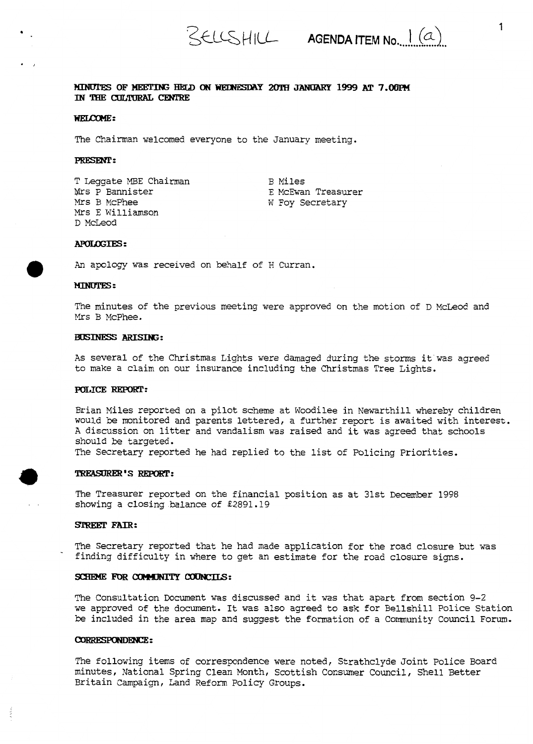BELLSHILL **AGENDA ITEM No. 1 (a)**

**MINUTES OF MEETING HELD ON WEDNESDAY 20TH JANUARY 1999 AT 7.00PM IN THE CULTURAL CENTRE**

**WELCOME:**

The Chairman welcomed everyone to the January meeting.

**PRESENT:**

T Leggate MBE Chairman
Mrs P Bannister
Mrs B McPhee
Mrs E Williamson
D McLeod
B Miles
E McEwan Treasurer
W Foy Secretary

**APOLOGIES:**

An apology was received on behalf of H Curran.

**MINUTES:**

The minutes of the previous meeting were approved on the motion of D McLeod and Mrs B McPhee.

**BUSINESS ARISING:**

As several of the Christmas Lights were damaged during the storms it was agreed to make a claim on our insurance including the Christmas Tree Lights.

**POLICE REPORT:**

Brian Miles reported on a pilot scheme at Woodilee in Newarthill whereby children would be monitored and parents lettered, a further report is awaited with interest. A discussion on litter and vandalism was raised and it was agreed that schools should be targeted.
The Secretary reported he had replied to the list of Policing Priorities.

**TREASURER'S REPORT:**

The Treasurer reported on the financial position as at 31st December 1998 showing a closing balance of £2891.19

**STREET FAIR:**

The Secretary reported that he had made application for the road closure but was finding difficulty in where to get an estimate for the road closure signs.

**SCHEME FOR COMMUNITY COUNCILS:**

The Consultation Document was discussed and it was that apart from section 9-2 we approved of the document. It was also agreed to ask for Bellshill Police Station be included in the area map and suggest the formation of a Community Council Forum.

**CORRESPONDENCE:**

The following items of correspondence were noted, Strathclyde Joint Police Board minutes, National Spring Clean Month, Scottish Consumer Council, Shell Better Britain Campaign, Land Reform Policy Groups.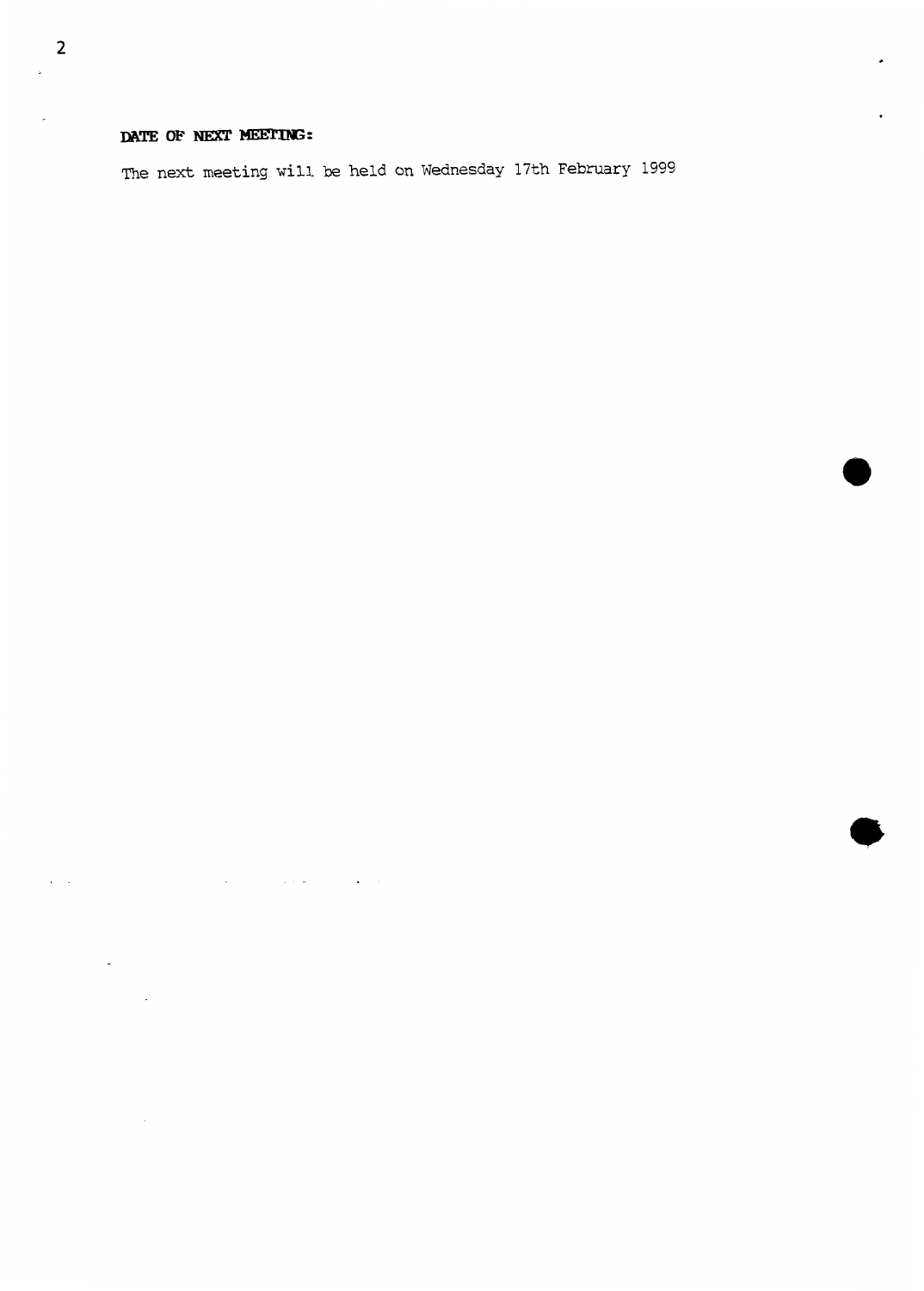**DATE OF NEXT MEETING:**

The next meeting will be held on Wednesday 17th February 1999